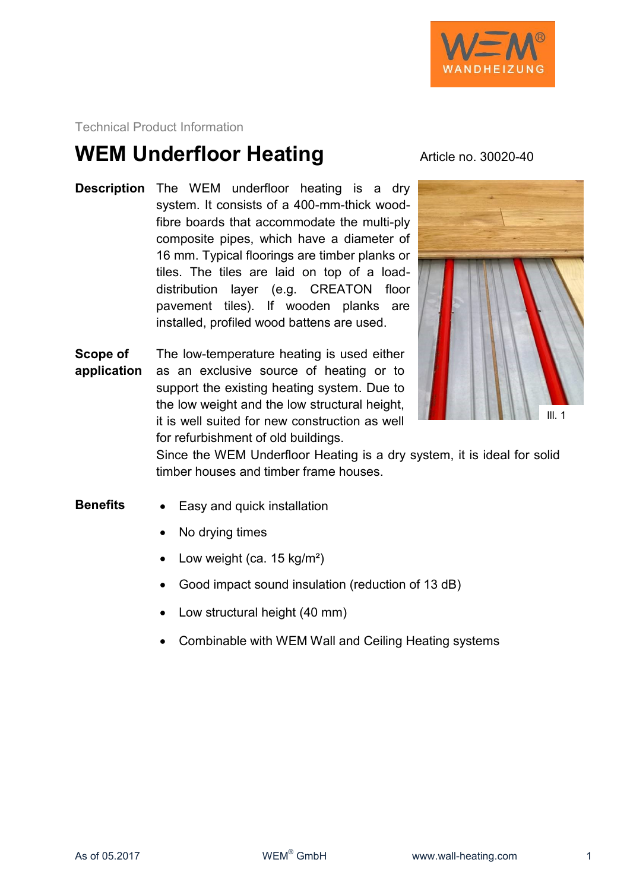Technical Product Information

# WEM Underfloor Heating

Article no. 30020-40

**Description** The WEM underfloor heating is a dry system. It consists of a 400-mm-thick wood-fibre boards that accommodate the multi-ply composite pipes, which have a diameter of 16 mm. Typical floorings are timber planks or tiles. The tiles are laid on top of a load-distribution layer (e.g. CREATON floor pavement tiles). If wooden planks are installed, profiled wood battens are used.

Ill. 1

**Scope of application** The low-temperature heating is used either as an exclusive source of heating or to support the existing heating system. Due to the low weight and the low structural height, it is well suited for new construction as well for refurbishment of old buildings.
Since the WEM Underfloor Heating is a dry system, it is ideal for solid timber houses and timber frame houses.

**Benefits**

- Easy and quick installation
- No drying times
- Low weight (ca. 15 kg/m²)
- Good impact sound insulation (reduction of 13 dB)
- Low structural height (40 mm)
- Combinable with WEM Wall and Ceiling Heating systems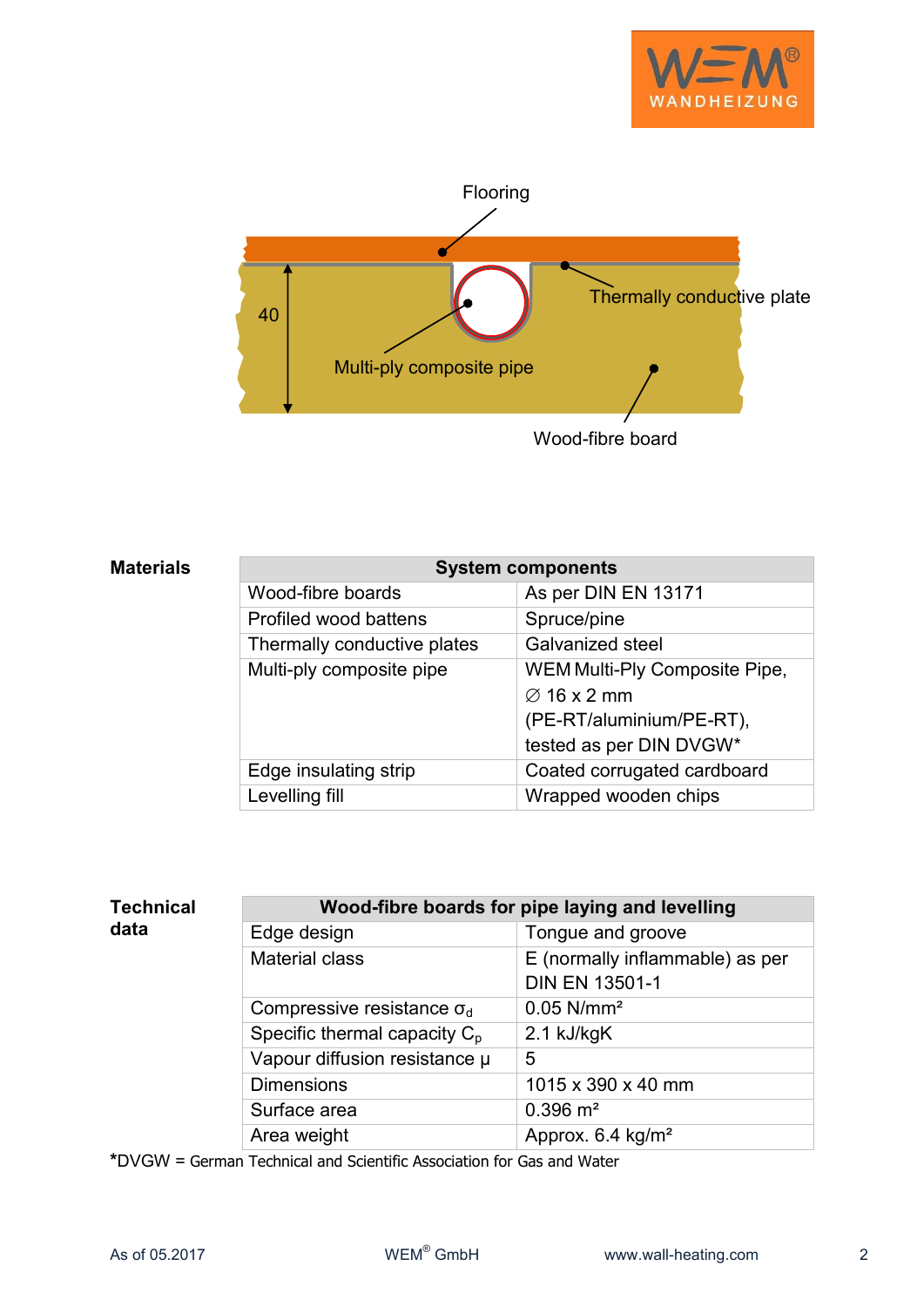Flooring

Thermally conductive plate

40

Multi-ply composite pipe

Wood-fibre board

**Materials**

| System components | |
|---|---|
| Wood-fibre boards | As per DIN EN 13171 |
| Profiled wood battens | Spruce/pine |
| Thermally conductive plates | Galvanized steel |
| Multi-ply composite pipe | WEM Multi-Ply Composite Pipe, ∅ 16 x 2 mm (PE-RT/aluminium/PE-RT), tested as per DIN DVGW* |
| Edge insulating strip | Coated corrugated cardboard |
| Levelling fill | Wrapped wooden chips |

**Technical data**

| Wood-fibre boards for pipe laying and levelling | |
|---|---|
| Edge design | Tongue and groove |
| Material class | E (normally inflammable) as per DIN EN 13501-1 |
| Compressive resistance $\sigma_d$ | 0.05 N/mm² |
| Specific thermal capacity $C_p$ | 2.1 kJ/kgK |
| Vapour diffusion resistance μ | 5 |
| Dimensions | 1015 x 390 x 40 mm |
| Surface area | 0.396 m² |
| Area weight | Approx. 6.4 kg/m² |

*DVGW = German Technical and Scientific Association for Gas and Water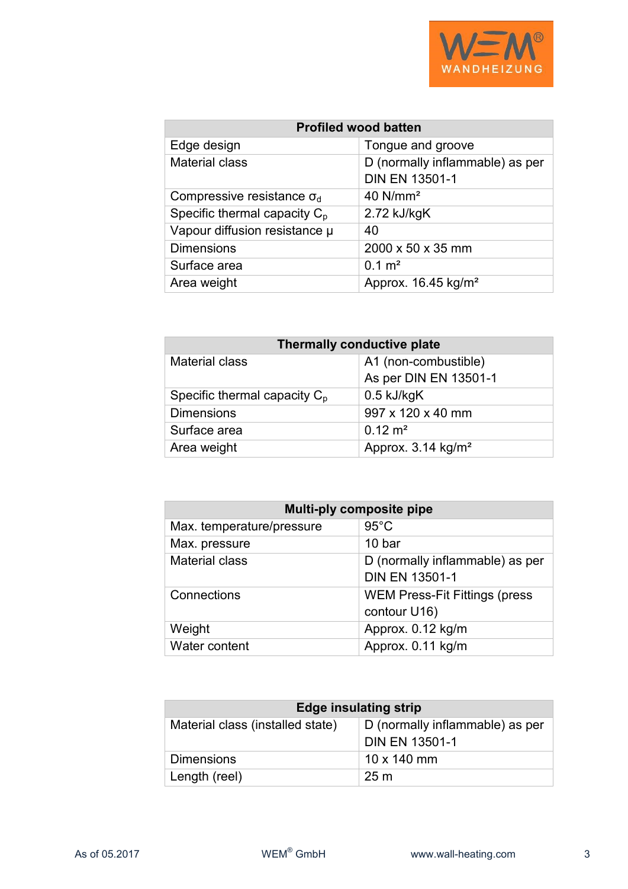| Profiled wood batten | |
|---|---|
| Edge design | Tongue and groove |
| Material class | D (normally inflammable) as per DIN EN 13501-1 |
| Compressive resistance $\sigma_d$ | 40 N/mm² |
| Specific thermal capacity $C_p$ | 2.72 kJ/kgK |
| Vapour diffusion resistance μ | 40 |
| Dimensions | 2000 x 50 x 35 mm |
| Surface area | 0.1 m² |
| Area weight | Approx. 16.45 kg/m² |

| Thermally conductive plate | |
|---|---|
| Material class | A1 (non-combustible) As per DIN EN 13501-1 |
| Specific thermal capacity $C_p$ | 0.5 kJ/kgK |
| Dimensions | 997 x 120 x 40 mm |
| Surface area | 0.12 m² |
| Area weight | Approx. 3.14 kg/m² |

| Multi-ply composite pipe | |
|---|---|
| Max. temperature/pressure | 95°C |
| Max. pressure | 10 bar |
| Material class | D (normally inflammable) as per DIN EN 13501-1 |
| Connections | WEM Press-Fit Fittings (press contour U16) |
| Weight | Approx. 0.12 kg/m |
| Water content | Approx. 0.11 kg/m |

| Edge insulating strip | |
|---|---|
| Material class (installed state) | D (normally inflammable) as per DIN EN 13501-1 |
| Dimensions | 10 x 140 mm |
| Length (reel) | 25 m |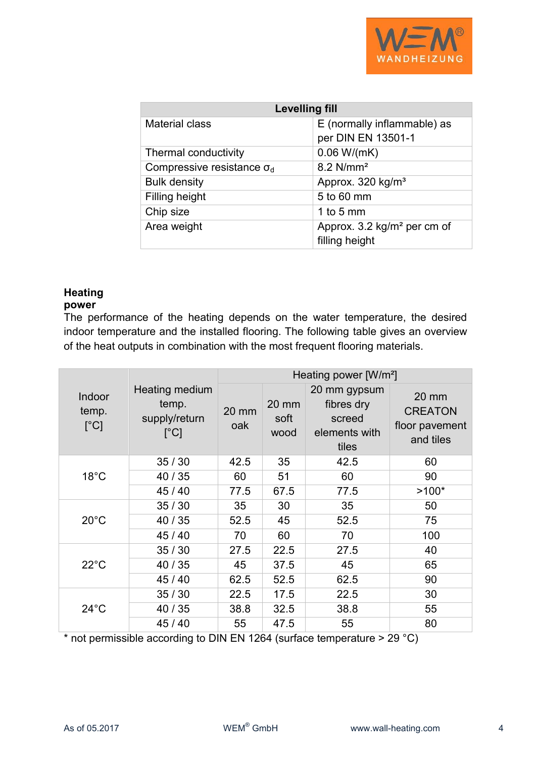| Levelling fill | |
|---|---|
| Material class | E (normally inflammable) as per DIN EN 13501-1 |
| Thermal conductivity | 0.06 W/(mK) |
| Compressive resistance $\sigma_d$ | 8.2 N/mm² |
| Bulk density | Approx. 320 kg/m³ |
| Filling height | 5 to 60 mm |
| Chip size | 1 to 5 mm |
| Area weight | Approx. 3.2 kg/m² per cm of filling height |

**Heating power**

The performance of the heating depends on the water temperature, the desired indoor temperature and the installed flooring. The following table gives an overview of the heat outputs in combination with the most frequent flooring materials.

| Indoor temp. [°C] | Heating medium temp. supply/return [°C] | Heating power [W/m²] | | | |
|---|---|---|---|---|---|
| | | 20 mm oak | 20 mm soft wood | 20 mm gypsum fibres dry screed elements with tiles | 20 mm CREATON floor pavement and tiles |
| 18°C | 35 / 30 | 42.5 | 35 | 42.5 | 60 |
| | 40 / 35 | 60 | 51 | 60 | 90 |
| | 45 / 40 | 77.5 | 67.5 | 77.5 | >100* |
| 20°C | 35 / 30 | 35 | 30 | 35 | 50 |
| | 40 / 35 | 52.5 | 45 | 52.5 | 75 |
| | 45 / 40 | 70 | 60 | 70 | 100 |
| 22°C | 35 / 30 | 27.5 | 22.5 | 27.5 | 40 |
| | 40 / 35 | 45 | 37.5 | 45 | 65 |
| | 45 / 40 | 62.5 | 52.5 | 62.5 | 90 |
| 24°C | 35 / 30 | 22.5 | 17.5 | 22.5 | 30 |
| | 40 / 35 | 38.8 | 32.5 | 38.8 | 55 |
| | 45 / 40 | 55 | 47.5 | 55 | 80 |

* not permissible according to DIN EN 1264 (surface temperature > 29 °C)